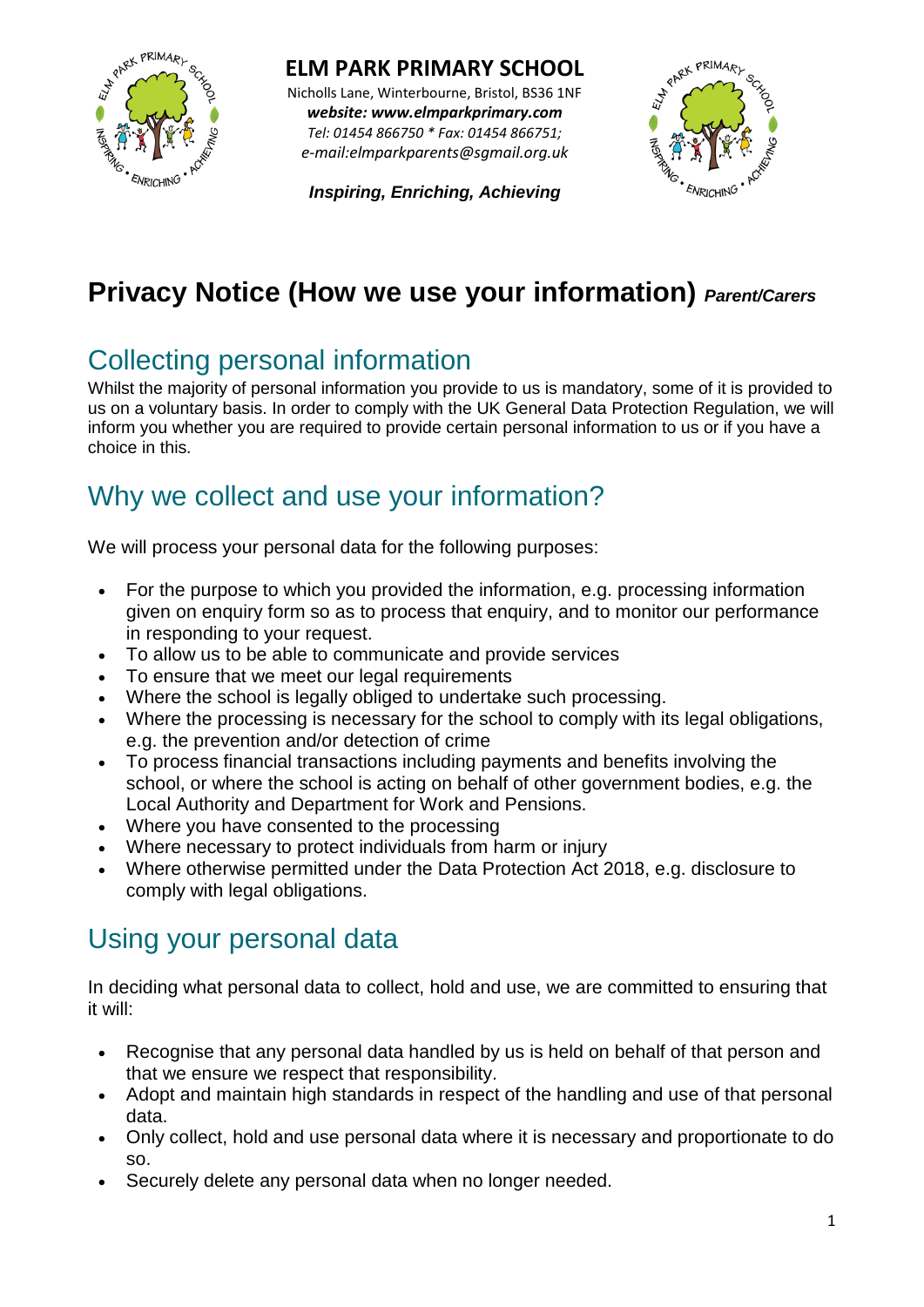**ELM PARK PRIMARY SCHOOL**

Nicholls Lane, Winterbourne, Bristol, BS36 1NF
***website: www.elmparkprimary.com***
*Tel: 01454 866750 * Fax: 01454 866751;*
*e-mail:elmparkparents@sgmail.org.uk*

***Inspiring, Enriching, Achieving***

# Privacy Notice (How we use your information) *Parent/Carers*

## Collecting personal information

Whilst the majority of personal information you provide to us is mandatory, some of it is provided to us on a voluntary basis. In order to comply with the UK General Data Protection Regulation, we will inform you whether you are required to provide certain personal information to us or if you have a choice in this.

## Why we collect and use your information?

We will process your personal data for the following purposes:

- For the purpose to which you provided the information, e.g. processing information given on enquiry form so as to process that enquiry, and to monitor our performance in responding to your request.
- To allow us to be able to communicate and provide services
- To ensure that we meet our legal requirements
- Where the school is legally obliged to undertake such processing.
- Where the processing is necessary for the school to comply with its legal obligations, e.g. the prevention and/or detection of crime
- To process financial transactions including payments and benefits involving the school, or where the school is acting on behalf of other government bodies, e.g. the Local Authority and Department for Work and Pensions.
- Where you have consented to the processing
- Where necessary to protect individuals from harm or injury
- Where otherwise permitted under the Data Protection Act 2018, e.g. disclosure to comply with legal obligations.

## Using your personal data

In deciding what personal data to collect, hold and use, we are committed to ensuring that it will:

- Recognise that any personal data handled by us is held on behalf of that person and that we ensure we respect that responsibility.
- Adopt and maintain high standards in respect of the handling and use of that personal data.
- Only collect, hold and use personal data where it is necessary and proportionate to do so.
- Securely delete any personal data when no longer needed.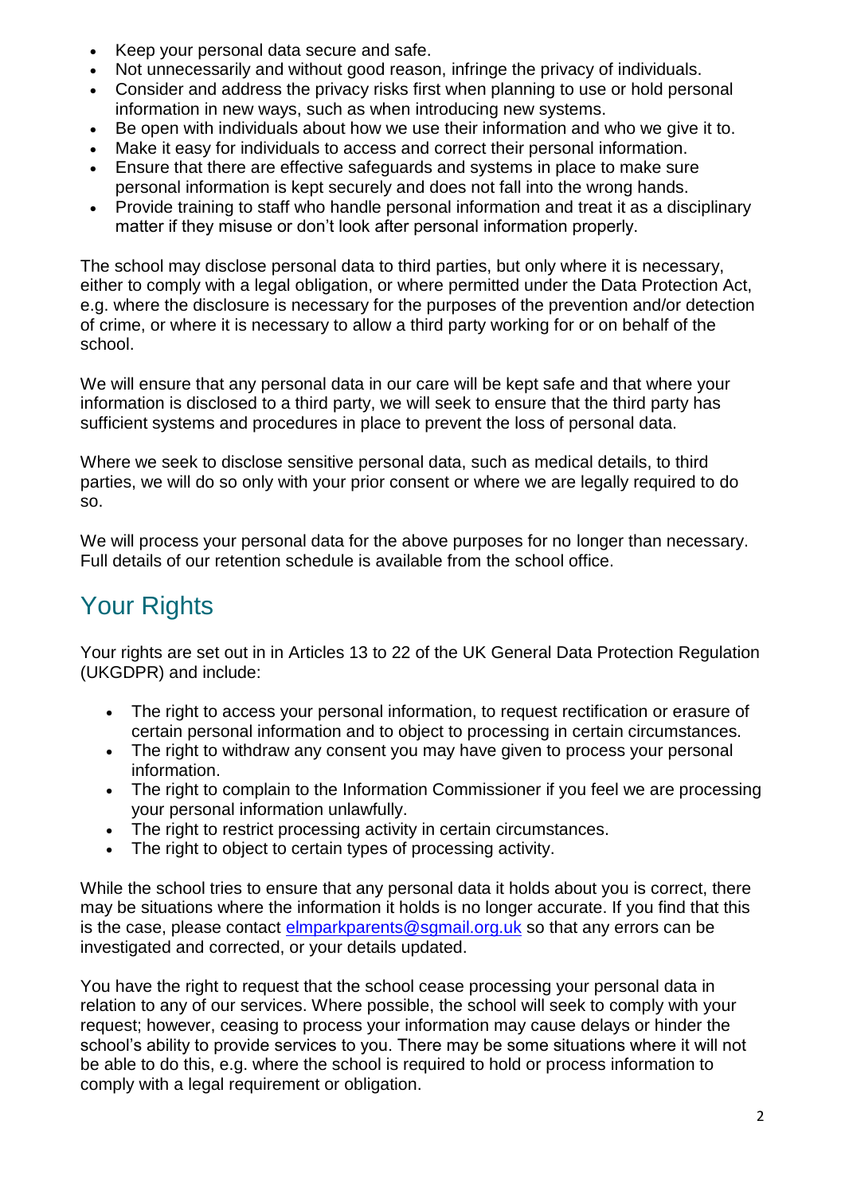- Keep your personal data secure and safe.
- Not unnecessarily and without good reason, infringe the privacy of individuals.
- Consider and address the privacy risks first when planning to use or hold personal information in new ways, such as when introducing new systems.
- Be open with individuals about how we use their information and who we give it to.
- Make it easy for individuals to access and correct their personal information.
- Ensure that there are effective safeguards and systems in place to make sure personal information is kept securely and does not fall into the wrong hands.
- Provide training to staff who handle personal information and treat it as a disciplinary matter if they misuse or don't look after personal information properly.

The school may disclose personal data to third parties, but only where it is necessary, either to comply with a legal obligation, or where permitted under the Data Protection Act, e.g. where the disclosure is necessary for the purposes of the prevention and/or detection of crime, or where it is necessary to allow a third party working for or on behalf of the school.

We will ensure that any personal data in our care will be kept safe and that where your information is disclosed to a third party, we will seek to ensure that the third party has sufficient systems and procedures in place to prevent the loss of personal data.

Where we seek to disclose sensitive personal data, such as medical details, to third parties, we will do so only with your prior consent or where we are legally required to do so.

We will process your personal data for the above purposes for no longer than necessary. Full details of our retention schedule is available from the school office.

## Your Rights

Your rights are set out in in Articles 13 to 22 of the UK General Data Protection Regulation (UKGDPR) and include:

- The right to access your personal information, to request rectification or erasure of certain personal information and to object to processing in certain circumstances.
- The right to withdraw any consent you may have given to process your personal information.
- The right to complain to the Information Commissioner if you feel we are processing your personal information unlawfully.
- The right to restrict processing activity in certain circumstances.
- The right to object to certain types of processing activity.

While the school tries to ensure that any personal data it holds about you is correct, there may be situations where the information it holds is no longer accurate. If you find that this is the case, please contact elmparkparents@sgmail.org.uk so that any errors can be investigated and corrected, or your details updated.

You have the right to request that the school cease processing your personal data in relation to any of our services. Where possible, the school will seek to comply with your request; however, ceasing to process your information may cause delays or hinder the school's ability to provide services to you. There may be some situations where it will not be able to do this, e.g. where the school is required to hold or process information to comply with a legal requirement or obligation.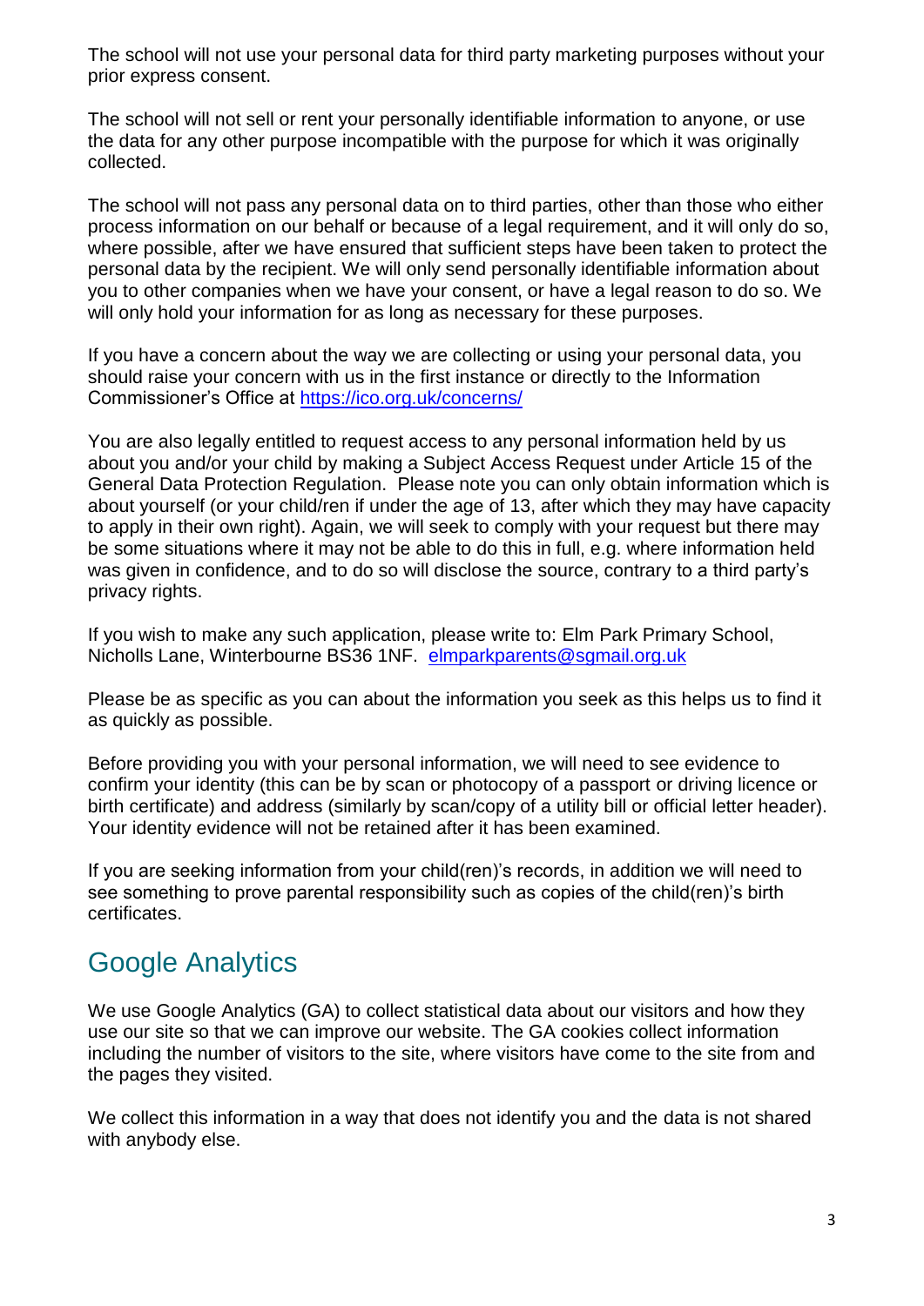The school will not use your personal data for third party marketing purposes without your prior express consent.

The school will not sell or rent your personally identifiable information to anyone, or use the data for any other purpose incompatible with the purpose for which it was originally collected.

The school will not pass any personal data on to third parties, other than those who either process information on our behalf or because of a legal requirement, and it will only do so, where possible, after we have ensured that sufficient steps have been taken to protect the personal data by the recipient. We will only send personally identifiable information about you to other companies when we have your consent, or have a legal reason to do so. We will only hold your information for as long as necessary for these purposes.

If you have a concern about the way we are collecting or using your personal data, you should raise your concern with us in the first instance or directly to the Information Commissioner's Office at [https://ico.org.uk/concerns/](https://ico.org.uk/concerns/)

You are also legally entitled to request access to any personal information held by us about you and/or your child by making a Subject Access Request under Article 15 of the General Data Protection Regulation. Please note you can only obtain information which is about yourself (or your child/ren if under the age of 13, after which they may have capacity to apply in their own right). Again, we will seek to comply with your request but there may be some situations where it may not be able to do this in full, e.g. where information held was given in confidence, and to do so will disclose the source, contrary to a third party's privacy rights.

If you wish to make any such application, please write to: Elm Park Primary School, Nicholls Lane, Winterbourne BS36 1NF. [elmparkparents@sgmail.org.uk](mailto:elmparkparents@sgmail.org.uk)

Please be as specific as you can about the information you seek as this helps us to find it as quickly as possible.

Before providing you with your personal information, we will need to see evidence to confirm your identity (this can be by scan or photocopy of a passport or driving licence or birth certificate) and address (similarly by scan/copy of a utility bill or official letter header). Your identity evidence will not be retained after it has been examined.

If you are seeking information from your child(ren)'s records, in addition we will need to see something to prove parental responsibility such as copies of the child(ren)'s birth certificates.

## Google Analytics

We use Google Analytics (GA) to collect statistical data about our visitors and how they use our site so that we can improve our website. The GA cookies collect information including the number of visitors to the site, where visitors have come to the site from and the pages they visited.

We collect this information in a way that does not identify you and the data is not shared with anybody else.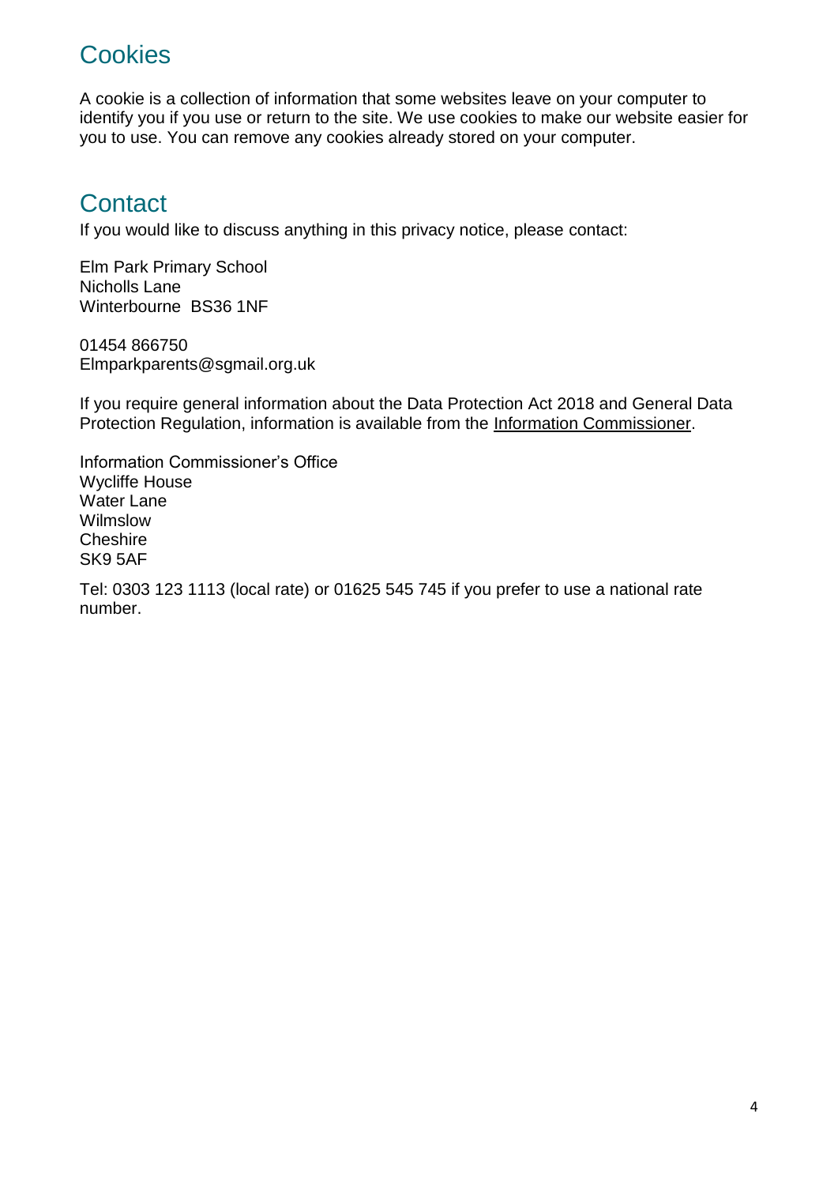## Cookies

A cookie is a collection of information that some websites leave on your computer to identify you if you use or return to the site. We use cookies to make our website easier for you to use. You can remove any cookies already stored on your computer.

## Contact

If you would like to discuss anything in this privacy notice, please contact:

Elm Park Primary School
Nicholls Lane
Winterbourne  BS36 1NF

01454 866750
Elmparkparents@sgmail.org.uk

If you require general information about the Data Protection Act 2018 and General Data Protection Regulation, information is available from the Information Commissioner.

Information Commissioner's Office
Wycliffe House
Water Lane
Wilmslow
Cheshire
SK9 5AF

Tel: 0303 123 1113 (local rate) or 01625 545 745 if you prefer to use a national rate number.